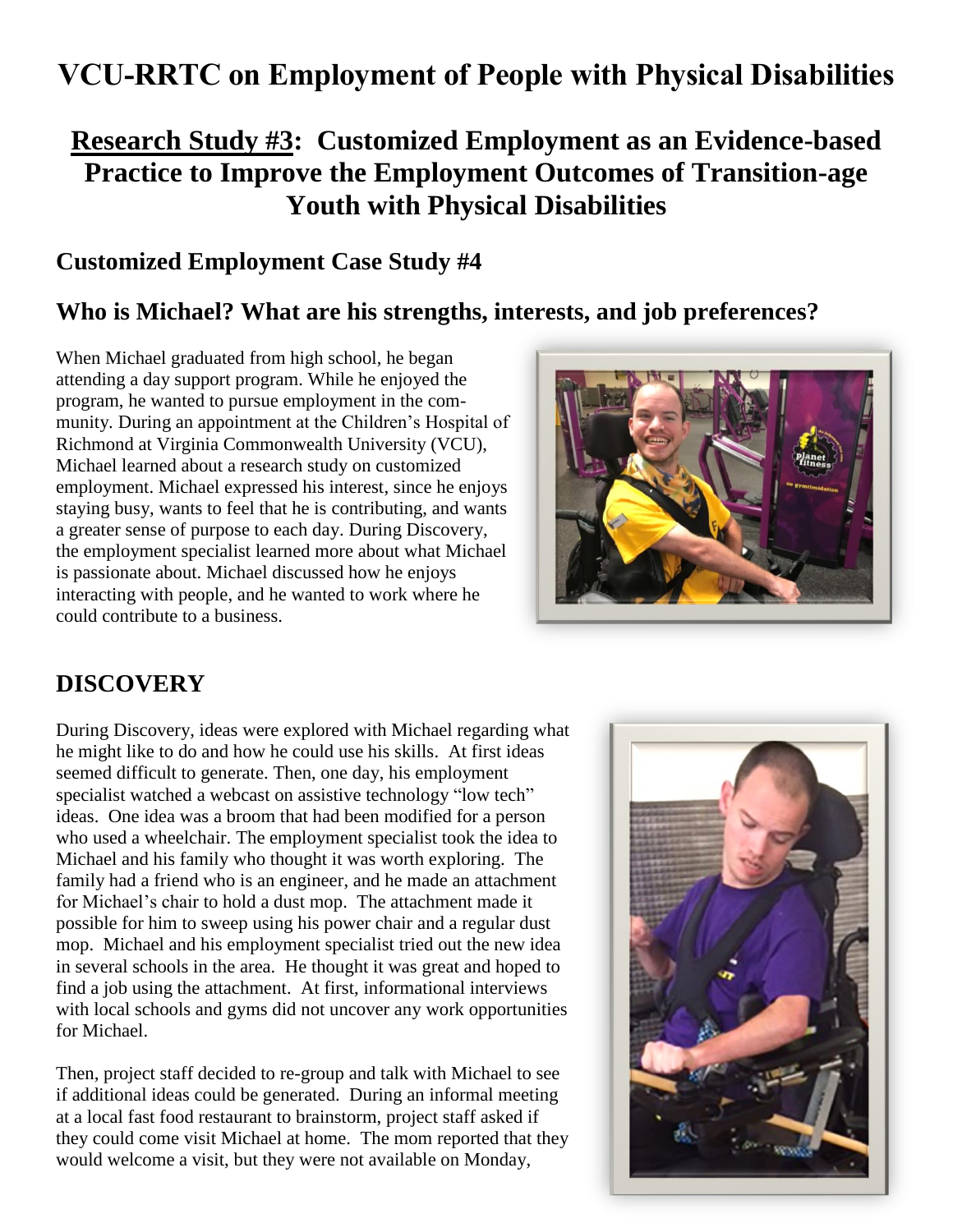# VCU-RRTC on Employment of People with Physical Disabilities

## <u>Research Study #3</u>: Customized Employment as an Evidence-based Practice to Improve the Employment Outcomes of Transition-age Youth with Physical Disabilities

### Customized Employment Case Study #4

### Who is Michael? What are his strengths, interests, and job preferences?

When Michael graduated from high school, he began attending a day support program. While he enjoyed the program, he wanted to pursue employment in the community. During an appointment at the Children's Hospital of Richmond at Virginia Commonwealth University (VCU), Michael learned about a research study on customized employment. Michael expressed his interest, since he enjoys staying busy, wants to feel that he is contributing, and wants a greater sense of purpose to each day. During Discovery, the employment specialist learned more about what Michael is passionate about. Michael discussed how he enjoys interacting with people, and he wanted to work where he could contribute to a business.

## DISCOVERY

During Discovery, ideas were explored with Michael regarding what he might like to do and how he could use his skills. At first ideas seemed difficult to generate. Then, one day, his employment specialist watched a webcast on assistive technology "low tech" ideas. One idea was a broom that had been modified for a person who used a wheelchair. The employment specialist took the idea to Michael and his family who thought it was worth exploring. The family had a friend who is an engineer, and he made an attachment for Michael's chair to hold a dust mop. The attachment made it possible for him to sweep using his power chair and a regular dust mop. Michael and his employment specialist tried out the new idea in several schools in the area. He thought it was great and hoped to find a job using the attachment. At first, informational interviews with local schools and gyms did not uncover any work opportunities for Michael.

Then, project staff decided to re-group and talk with Michael to see if additional ideas could be generated. During an informal meeting at a local fast food restaurant to brainstorm, project staff asked if they could come visit Michael at home. The mom reported that they would welcome a visit, but they were not available on Monday,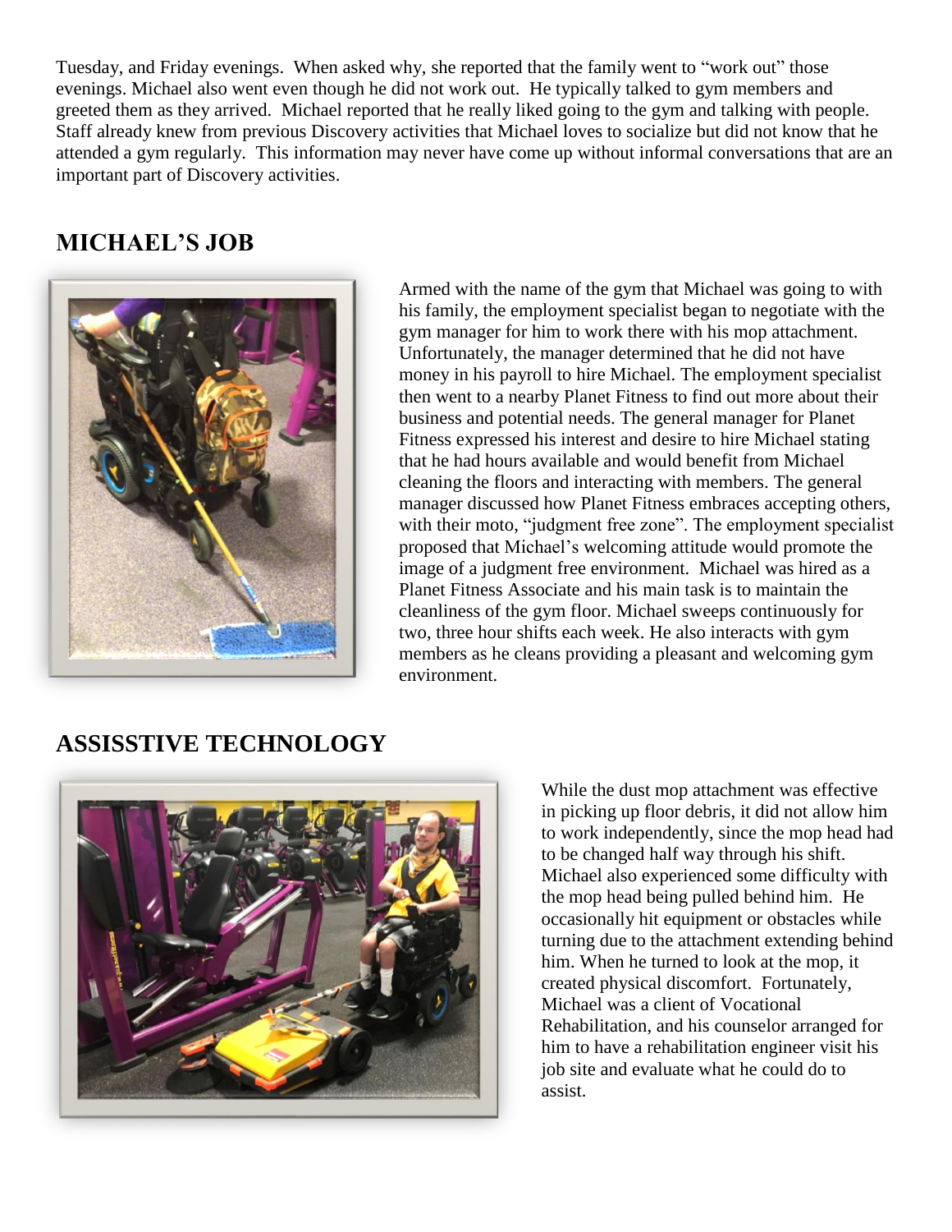Tuesday, and Friday evenings. When asked why, she reported that the family went to "work out" those evenings. Michael also went even though he did not work out. He typically talked to gym members and greeted them as they arrived. Michael reported that he really liked going to the gym and talking with people. Staff already knew from previous Discovery activities that Michael loves to socialize but did not know that he attended a gym regularly. This information may never have come up without informal conversations that are an important part of Discovery activities.

## MICHAEL'S JOB

Armed with the name of the gym that Michael was going to with his family, the employment specialist began to negotiate with the gym manager for him to work there with his mop attachment. Unfortunately, the manager determined that he did not have money in his payroll to hire Michael. The employment specialist then went to a nearby Planet Fitness to find out more about their business and potential needs. The general manager for Planet Fitness expressed his interest and desire to hire Michael stating that he had hours available and would benefit from Michael cleaning the floors and interacting with members. The general manager discussed how Planet Fitness embraces accepting others, with their moto, "judgment free zone". The employment specialist proposed that Michael's welcoming attitude would promote the image of a judgment free environment. Michael was hired as a Planet Fitness Associate and his main task is to maintain the cleanliness of the gym floor. Michael sweeps continuously for two, three hour shifts each week. He also interacts with gym members as he cleans providing a pleasant and welcoming gym environment.

## ASSISSTIVE TECHNOLOGY

While the dust mop attachment was effective in picking up floor debris, it did not allow him to work independently, since the mop head had to be changed half way through his shift. Michael also experienced some difficulty with the mop head being pulled behind him. He occasionally hit equipment or obstacles while turning due to the attachment extending behind him. When he turned to look at the mop, it created physical discomfort. Fortunately, Michael was a client of Vocational Rehabilitation, and his counselor arranged for him to have a rehabilitation engineer visit his job site and evaluate what he could do to assist.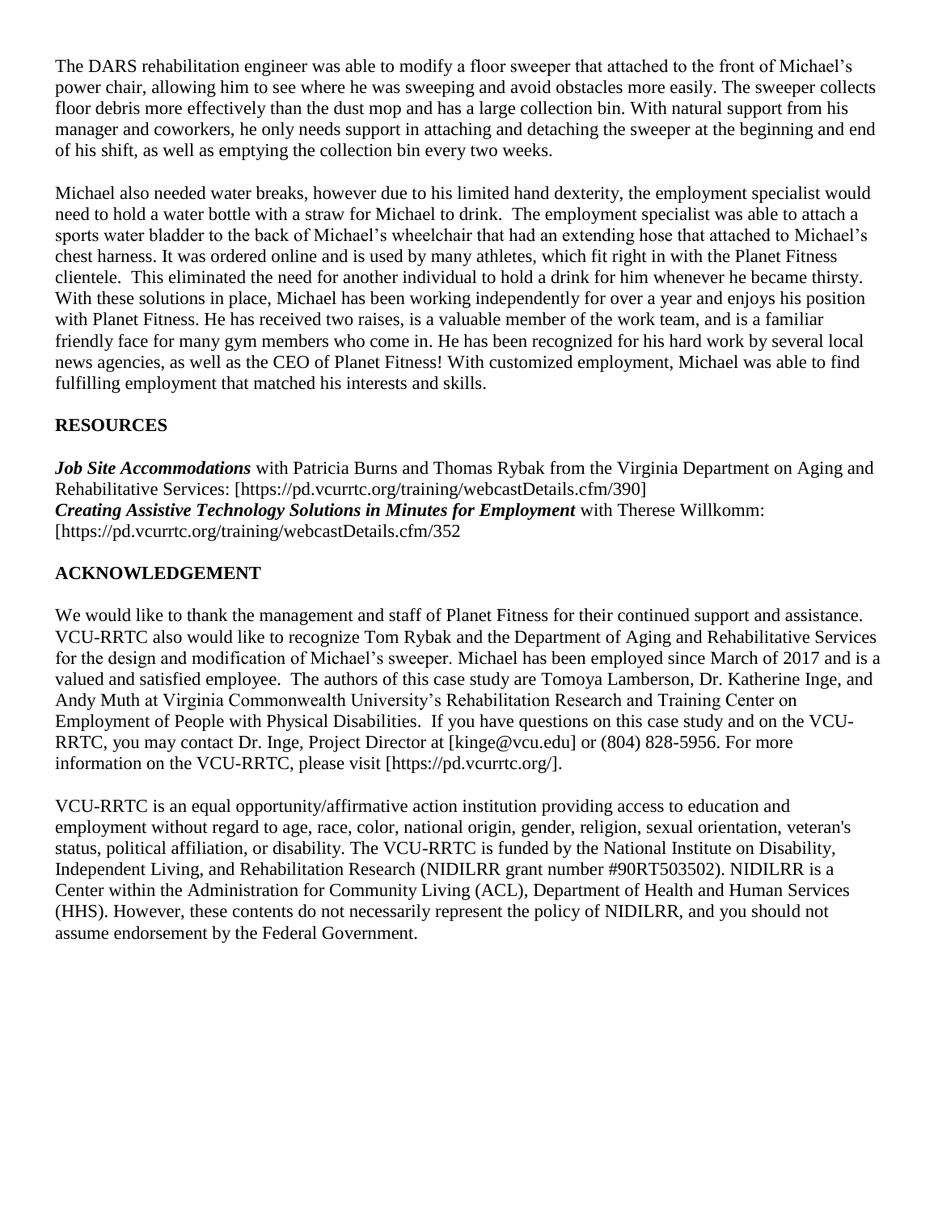The DARS rehabilitation engineer was able to modify a floor sweeper that attached to the front of Michael's power chair, allowing him to see where he was sweeping and avoid obstacles more easily. The sweeper collects floor debris more effectively than the dust mop and has a large collection bin. With natural support from his manager and coworkers, he only needs support in attaching and detaching the sweeper at the beginning and end of his shift, as well as emptying the collection bin every two weeks.

Michael also needed water breaks, however due to his limited hand dexterity, the employment specialist would need to hold a water bottle with a straw for Michael to drink. The employment specialist was able to attach a sports water bladder to the back of Michael's wheelchair that had an extending hose that attached to Michael's chest harness. It was ordered online and is used by many athletes, which fit right in with the Planet Fitness clientele. This eliminated the need for another individual to hold a drink for him whenever he became thirsty. With these solutions in place, Michael has been working independently for over a year and enjoys his position with Planet Fitness. He has received two raises, is a valuable member of the work team, and is a familiar friendly face for many gym members who come in. He has been recognized for his hard work by several local news agencies, as well as the CEO of Planet Fitness! With customized employment, Michael was able to find fulfilling employment that matched his interests and skills.

## RESOURCES

***Job Site Accommodations*** with Patricia Burns and Thomas Rybak from the Virginia Department on Aging and Rehabilitative Services: [https://pd.vcurrtc.org/training/webcastDetails.cfm/390]
***Creating Assistive Technology Solutions in Minutes for Employment*** with Therese Willkomm: [https://pd.vcurrtc.org/training/webcastDetails.cfm/352

## ACKNOWLEDGEMENT

We would like to thank the management and staff of Planet Fitness for their continued support and assistance. VCU-RRTC also would like to recognize Tom Rybak and the Department of Aging and Rehabilitative Services for the design and modification of Michael's sweeper. Michael has been employed since March of 2017 and is a valued and satisfied employee. The authors of this case study are Tomoya Lamberson, Dr. Katherine Inge, and Andy Muth at Virginia Commonwealth University's Rehabilitation Research and Training Center on Employment of People with Physical Disabilities. If you have questions on this case study and on the VCU-RRTC, you may contact Dr. Inge, Project Director at [kinge@vcu.edu] or (804) 828-5956. For more information on the VCU-RRTC, please visit [https://pd.vcurrtc.org/].

VCU-RRTC is an equal opportunity/affirmative action institution providing access to education and employment without regard to age, race, color, national origin, gender, religion, sexual orientation, veteran's status, political affiliation, or disability. The VCU-RRTC is funded by the National Institute on Disability, Independent Living, and Rehabilitation Research (NIDILRR grant number #90RT503502). NIDILRR is a Center within the Administration for Community Living (ACL), Department of Health and Human Services (HHS). However, these contents do not necessarily represent the policy of NIDILRR, and you should not assume endorsement by the Federal Government.